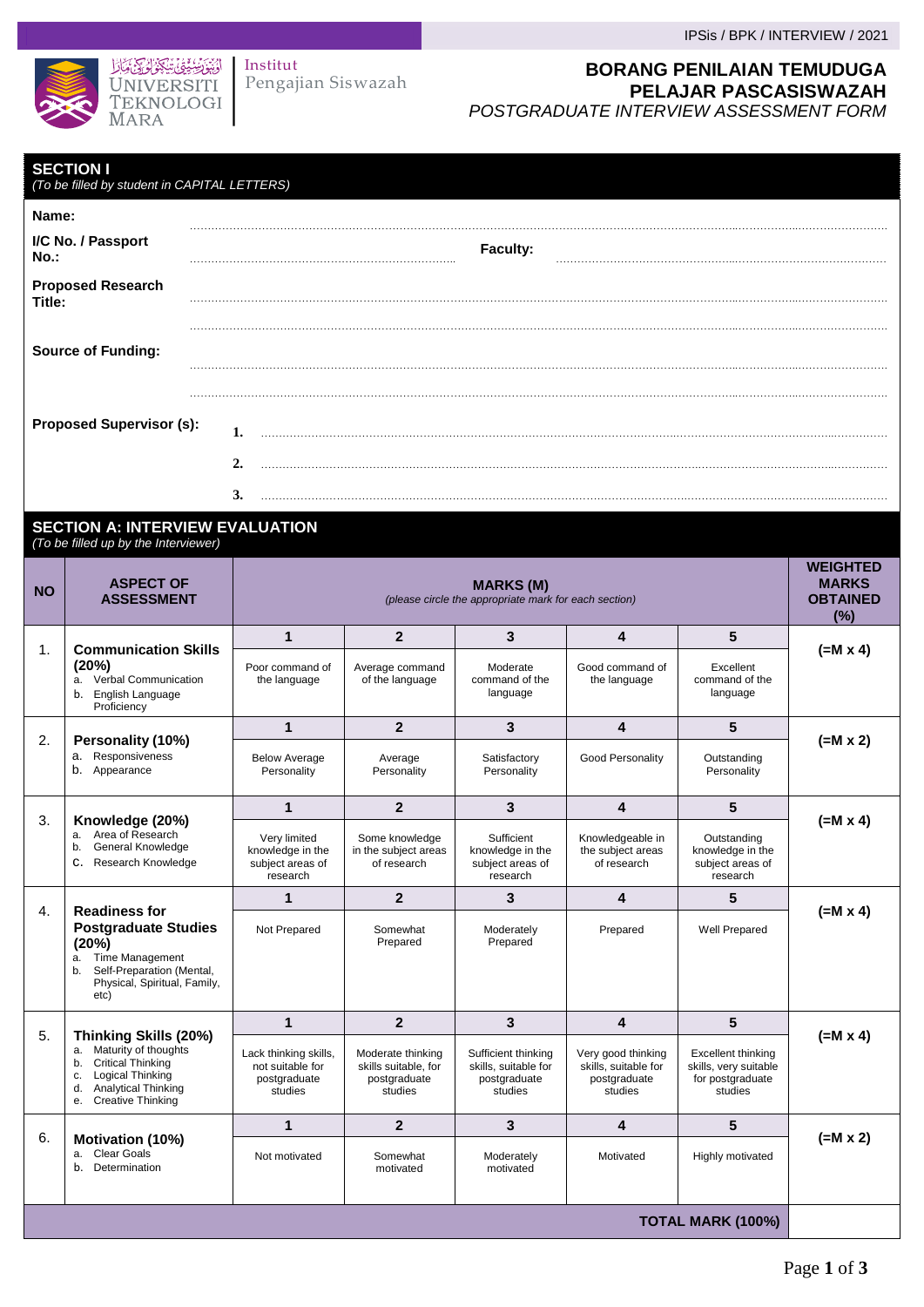IPSis / BPK / INTERVIEW / 2021

Institut Pengajian Siswazah

# BORANG PENILAIAN TEMUDUGA PELAJAR PASCASISWAZAH

*POSTGRADUATE INTERVIEW ASSESSMENT FORM*

## SECTION I

*(To be filled by student in CAPITAL LETTERS)*

**Name:** ..................................................................................................

**I/C No. / Passport No.:** .................................................... **Faculty:** ....................................................

**Proposed Research Title:** ..................................................................................................

..................................................................................................

**Source of Funding:** ..................................................................................................

..................................................................................................

**Proposed Supervisor (s):**

1. ..................................................................................................
2. ..................................................................................................
3. ..................................................................................................

## SECTION A: INTERVIEW EVALUATION

*(To be filled up by the Interviewer)*

| NO | ASPECT OF ASSESSMENT | MARKS (M) *(please circle the appropriate mark for each section)* | | | | | WEIGHTED MARKS OBTAINED (%) |
|---|---|---|---|---|---|---|---|
| | | 1 | 2 | 3 | 4 | 5 | |
| 1. | **Communication Skills (20%)** a. Verbal Communication b. English Language Proficiency | Poor command of the language | Average command of the language | Moderate command of the language | Good command of the language | Excellent command of the language | (=M x 4) |
| 2. | **Personality (10%)** a. Responsiveness b. Appearance | Below Average Personality | Average Personality | Satisfactory Personality | Good Personality | Outstanding Personality | (=M x 2) |
| 3. | **Knowledge (20%)** a. Area of Research b. General Knowledge c. Research Knowledge | Very limited knowledge in the subject areas of research | Some knowledge in the subject areas of research | Sufficient knowledge in the subject areas of research | Knowledgeable in the subject areas of research | Outstanding knowledge in the subject areas of research | (=M x 4) |
| 4. | **Readiness for Postgraduate Studies (20%)** a. Time Management b. Self-Preparation (Mental, Physical, Spiritual, Family, etc) | Not Prepared | Somewhat Prepared | Moderately Prepared | Prepared | Well Prepared | (=M x 4) |
| 5. | **Thinking Skills (20%)** a. Maturity of thoughts b. Critical Thinking c. Logical Thinking d. Analytical Thinking e. Creative Thinking | Lack thinking skills, not suitable for postgraduate studies | Moderate thinking skills suitable, for postgraduate studies | Sufficient thinking skills, suitable for postgraduate studies | Very good thinking skills, suitable for postgraduate studies | Excellent thinking skills, very suitable for postgraduate studies | (=M x 4) |
| 6. | **Motivation (10%)** a. Clear Goals b. Determination | Not motivated | Somewhat motivated | Moderately motivated | Motivated | Highly motivated | (=M x 2) |
| | | | | | | **TOTAL MARK (100%)** | |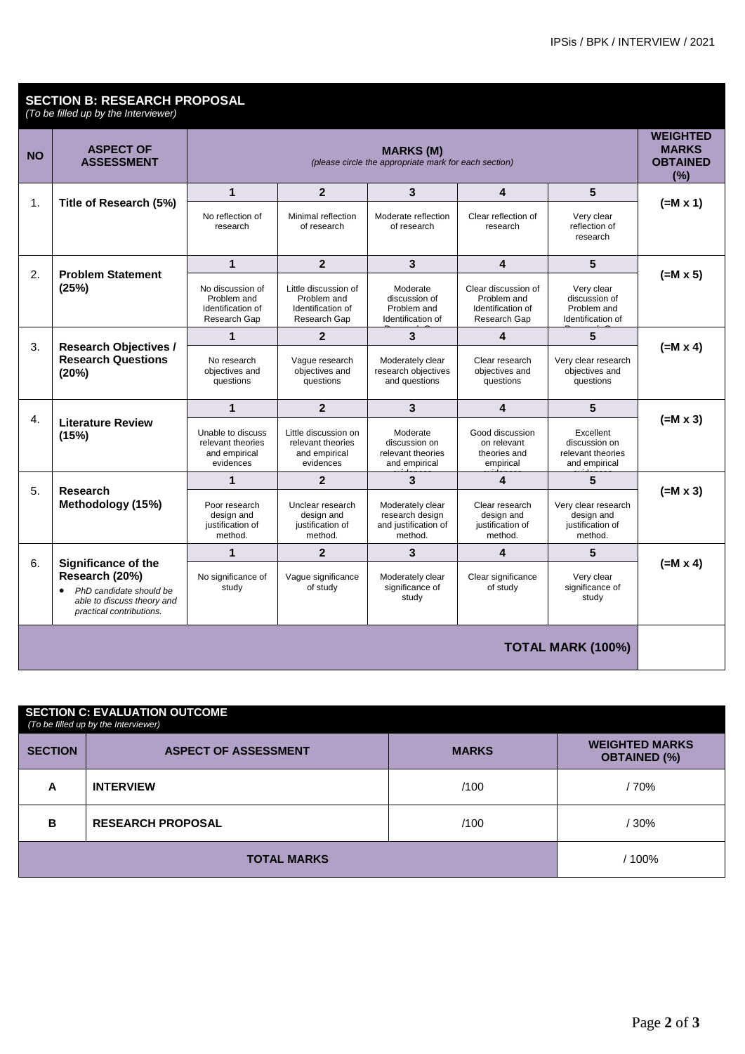## SECTION B: RESEARCH PROPOSAL

*(To be filled up by the Interviewer)*

| NO | ASPECT OF ASSESSMENT | MARKS (M) *(please circle the appropriate mark for each section)* | | | | | WEIGHTED MARKS OBTAINED (%) |
|---|---|---|---|---|---|---|---|
| | | 1 | 2 | 3 | 4 | 5 | |
| 1. | **Title of Research (5%)** | No reflection of research | Minimal reflection of research | Moderate reflection of research | Clear reflection of research | Very clear reflection of research | (=M x 1) |
| 2. | **Problem Statement (25%)** | No discussion of Problem and Identification of Research Gap | Little discussion of Problem and Identification of Research Gap | Moderate discussion of Problem and Identification of Research Gap | Clear discussion of Problem and Identification of Research Gap | Very clear discussion of Problem and Identification of Research Gap | (=M x 5) |
| 3. | **Research Objectives / Research Questions (20%)** | No research objectives and questions | Vague research objectives and questions | Moderately clear research objectives and questions | Clear research objectives and questions | Very clear research objectives and questions | (=M x 4) |
| 4. | **Literature Review (15%)** | Unable to discuss relevant theories and empirical evidences | Little discussion on relevant theories and empirical evidences | Moderate discussion on relevant theories and empirical evidences | Good discussion on relevant theories and empirical evidences | Excellent discussion on relevant theories and empirical evidences | (=M x 3) |
| 5. | **Research Methodology (15%)** | Poor research design and justification of method. | Unclear research design and justification of method. | Moderately clear research design and justification of method. | Clear research design and justification of method. | Very clear research design and justification of method. | (=M x 3) |
| 6. | **Significance of the Research (20%)** <br> • *PhD candidate should be able to discuss theory and practical contributions.* | No significance of study | Vague significance of study | Moderately clear significance of study | Clear significance of study | Very clear significance of study | (=M x 4) |
| | | | | | | **TOTAL MARK (100%)** | |

## SECTION C: EVALUATION OUTCOME

*(To be filled up by the Interviewer)*

| SECTION | ASPECT OF ASSESSMENT | MARKS | WEIGHTED MARKS OBTAINED (%) |
|---|---|---|---|
| **A** | **INTERVIEW** | /100 | / 70% |
| **B** | **RESEARCH PROPOSAL** | /100 | / 30% |
| | **TOTAL MARKS** | | / 100% |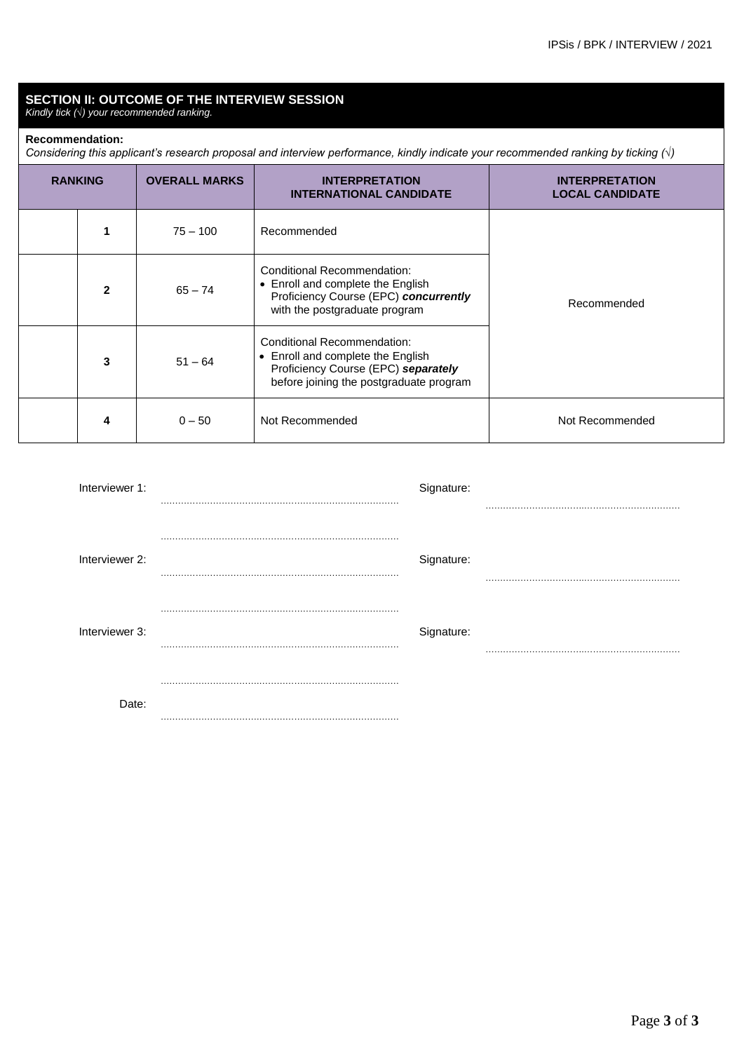## SECTION II: OUTCOME OF THE INTERVIEW SESSION

*Kindly tick (√) your recommended ranking.*

**Recommendation:**

*Considering this applicant's research proposal and interview performance, kindly indicate your recommended ranking by ticking (√)*

| RANKING | | OVERALL MARKS | INTERPRETATION INTERNATIONAL CANDIDATE | INTERPRETATION LOCAL CANDIDATE |
|---|---|---|---|---|
| | 1 | 75 – 100 | Recommended | Recommended |
| | 2 | 65 – 74 | Conditional Recommendation: • Enroll and complete the English Proficiency Course (EPC) ***concurrently*** with the postgraduate program | |
| | 3 | 51 – 64 | Conditional Recommendation: • Enroll and complete the English Proficiency Course (EPC) ***separately*** before joining the postgraduate program | |
| | 4 | 0 – 50 | Not Recommended | Not Recommended |

Interviewer 1: ................................................................................ Signature: ..................................................................

................................................................................

Interviewer 2: ................................................................................ Signature: ..................................................................

................................................................................

Interviewer 3: ................................................................................ Signature: ..................................................................

................................................................................

Date: ................................................................................